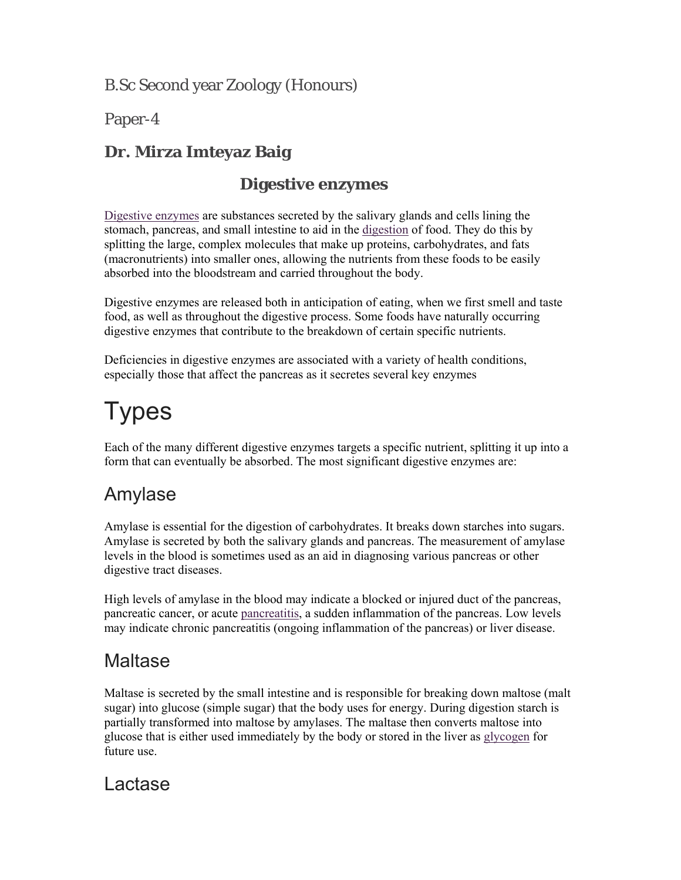B.Sc Second year Zoology (Honours)

Paper-4

**Dr. Mirza Imteyaz Baig**

## Digestive enzymes

Digestive enzymes are substances secreted by the salivary glands and cells lining the stomach, pancreas, and small intestine to aid in the digestion of food. They do this by splitting the large, complex molecules that make up proteins, carbohydrates, and fats (macronutrients) into smaller ones, allowing the nutrients from these foods to be easily absorbed into the bloodstream and carried throughout the body.

Digestive enzymes are released both in anticipation of eating, when we first smell and taste food, as well as throughout the digestive process. Some foods have naturally occurring digestive enzymes that contribute to the breakdown of certain specific nutrients.

Deficiencies in digestive enzymes are associated with a variety of health conditions, especially those that affect the pancreas as it secretes several key enzymes

# Types

Each of the many different digestive enzymes targets a specific nutrient, splitting it up into a form that can eventually be absorbed. The most significant digestive enzymes are:

## Amylase

Amylase is essential for the digestion of carbohydrates. It breaks down starches into sugars. Amylase is secreted by both the salivary glands and pancreas. The measurement of amylase levels in the blood is sometimes used as an aid in diagnosing various pancreas or other digestive tract diseases.

High levels of amylase in the blood may indicate a blocked or injured duct of the pancreas, pancreatic cancer, or acute pancreatitis, a sudden inflammation of the pancreas. Low levels may indicate chronic pancreatitis (ongoing inflammation of the pancreas) or liver disease.

## Maltase

Maltase is secreted by the small intestine and is responsible for breaking down maltose (malt sugar) into glucose (simple sugar) that the body uses for energy. During digestion starch is partially transformed into maltose by amylases. The maltase then converts maltose into glucose that is either used immediately by the body or stored in the liver as glycogen for future use.

## Lactase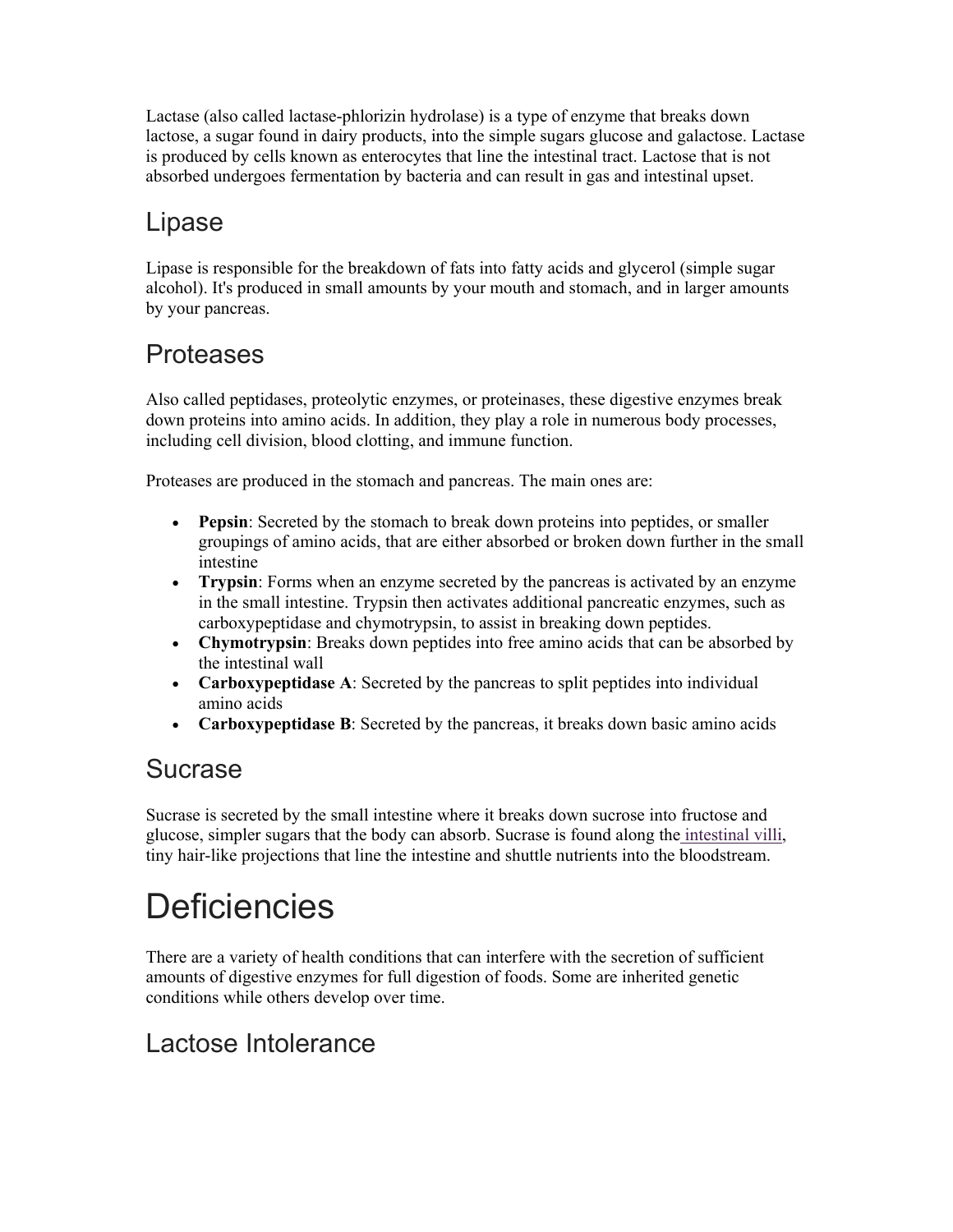Lactase (also called lactase-phlorizin hydrolase) is a type of enzyme that breaks down lactose, a sugar found in dairy products, into the simple sugars glucose and galactose. Lactase is produced by cells known as enterocytes that line the intestinal tract. Lactose that is not absorbed undergoes fermentation by bacteria and can result in gas and intestinal upset.

## Lipase

Lipase is responsible for the breakdown of fats into fatty acids and glycerol (simple sugar alcohol). It's produced in small amounts by your mouth and stomach, and in larger amounts by your pancreas.

## Proteases

Also called peptidases, proteolytic enzymes, or proteinases, these digestive enzymes break down proteins into amino acids. In addition, they play a role in numerous body processes, including cell division, blood clotting, and immune function.

Proteases are produced in the stomach and pancreas. The main ones are:

- **Pepsin**: Secreted by the stomach to break down proteins into peptides, or smaller groupings of amino acids, that are either absorbed or broken down further in the small intestine
- **Trypsin**: Forms when an enzyme secreted by the pancreas is activated by an enzyme in the small intestine. Trypsin then activates additional pancreatic enzymes, such as carboxypeptidase and chymotrypsin, to assist in breaking down peptides.
- **Chymotrypsin**: Breaks down peptides into free amino acids that can be absorbed by the intestinal wall
- **Carboxypeptidase A**: Secreted by the pancreas to split peptides into individual amino acids
- **Carboxypeptidase B**: Secreted by the pancreas, it breaks down basic amino acids

## Sucrase

Sucrase is secreted by the small intestine where it breaks down sucrose into fructose and glucose, simpler sugars that the body can absorb. Sucrase is found along the intestinal villi, tiny hair-like projections that line the intestine and shuttle nutrients into the bloodstream.

# Deficiencies

There are a variety of health conditions that can interfere with the secretion of sufficient amounts of digestive enzymes for full digestion of foods. Some are inherited genetic conditions while others develop over time.

## Lactose Intolerance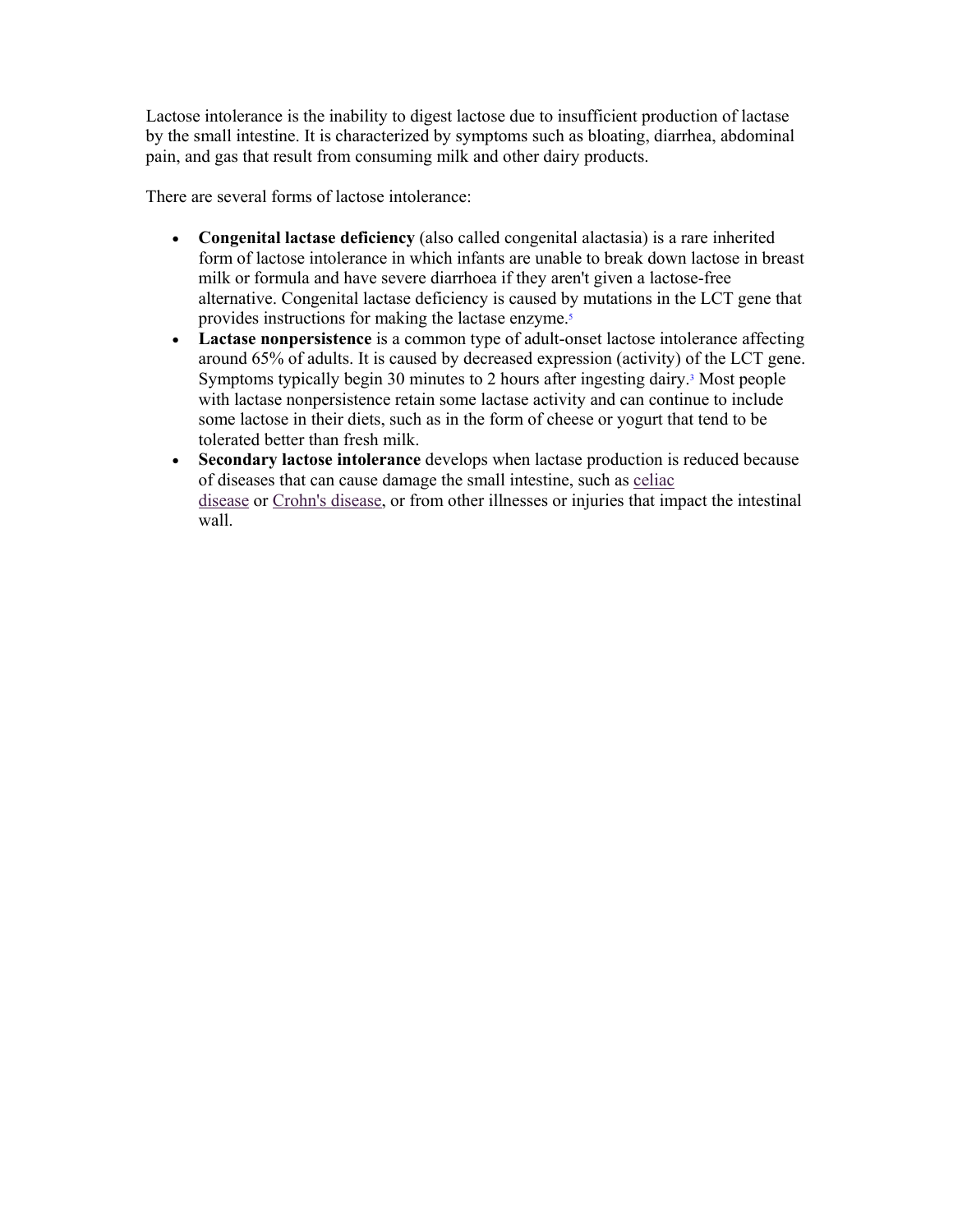Lactose intolerance is the inability to digest lactose due to insufficient production of lactase by the small intestine. It is characterized by symptoms such as bloating, diarrhea, abdominal pain, and gas that result from consuming milk and other dairy products.

There are several forms of lactose intolerance:

- **Congenital lactase deficiency** (also called congenital alactasia) is a rare inherited form of lactose intolerance in which infants are unable to break down lactose in breast milk or formula and have severe diarrhoea if they aren't given a lactose-free alternative. Congenital lactase deficiency is caused by mutations in the LCT gene that provides instructions for making the lactase enzyme.[5]
- **Lactase nonpersistence** is a common type of adult-onset lactose intolerance affecting around 65% of adults. It is caused by decreased expression (activity) of the LCT gene. Symptoms typically begin 30 minutes to 2 hours after ingesting dairy.[3] Most people with lactase nonpersistence retain some lactase activity and can continue to include some lactose in their diets, such as in the form of cheese or yogurt that tend to be tolerated better than fresh milk.
- **Secondary lactose intolerance** develops when lactase production is reduced because of diseases that can cause damage the small intestine, such as celiac disease or Crohn's disease, or from other illnesses or injuries that impact the intestinal wall.